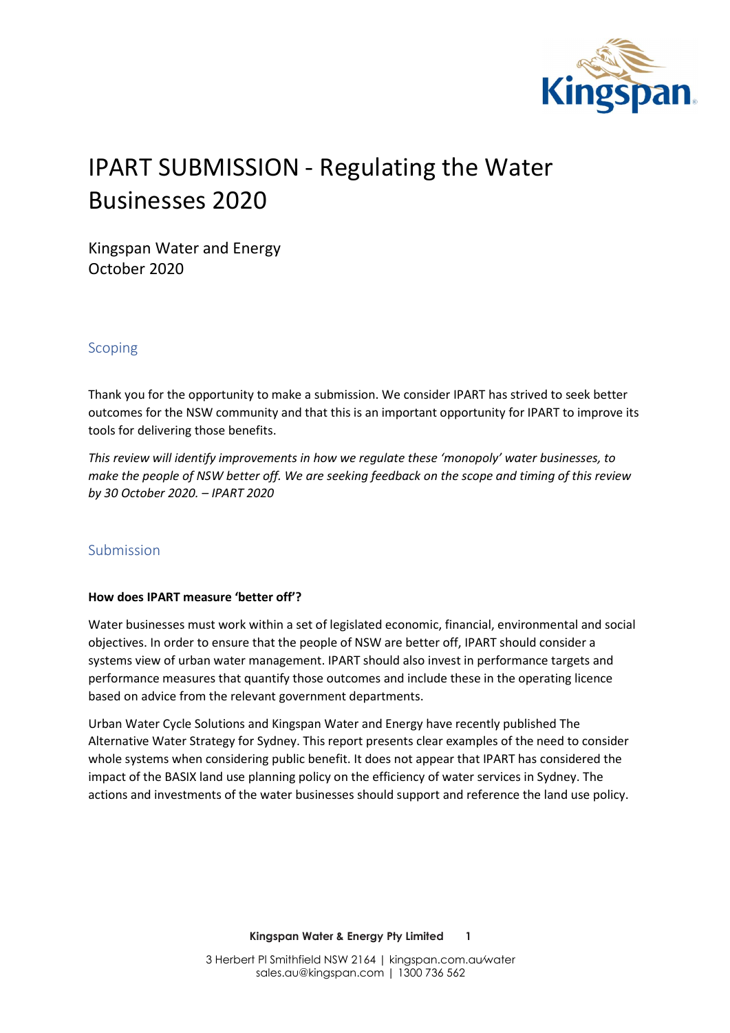# IPART SUBMISSION - Regulating the Water Businesses 2020

Kingspan Water and Energy
October 2020

## Scoping

Thank you for the opportunity to make a submission. We consider IPART has strived to seek better outcomes for the NSW community and that this is an important opportunity for IPART to improve its tools for delivering those benefits.

*This review will identify improvements in how we regulate these 'monopoly' water businesses, to make the people of NSW better off. We are seeking feedback on the scope and timing of this review by 30 October 2020. – IPART 2020*

## Submission

**How does IPART measure 'better off'?**

Water businesses must work within a set of legislated economic, financial, environmental and social objectives. In order to ensure that the people of NSW are better off, IPART should consider a systems view of urban water management. IPART should also invest in performance targets and performance measures that quantify those outcomes and include these in the operating licence based on advice from the relevant government departments.

Urban Water Cycle Solutions and Kingspan Water and Energy have recently published The Alternative Water Strategy for Sydney. This report presents clear examples of the need to consider whole systems when considering public benefit. It does not appear that IPART has considered the impact of the BASIX land use planning policy on the efficiency of water services in Sydney. The actions and investments of the water businesses should support and reference the land use policy.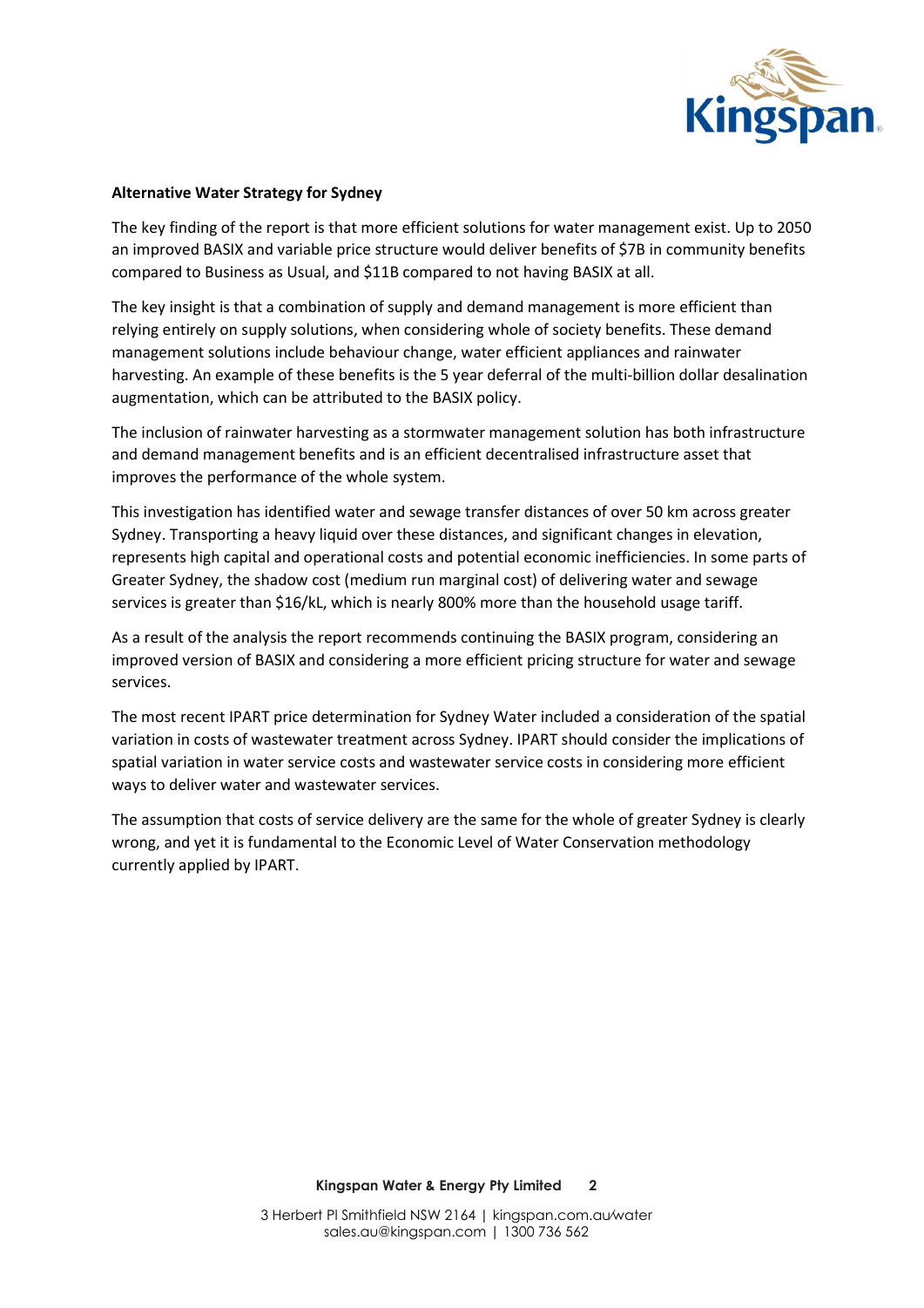**Alternative Water Strategy for Sydney**

The key finding of the report is that more efficient solutions for water management exist. Up to 2050 an improved BASIX and variable price structure would deliver benefits of $7B in community benefits compared to Business as Usual, and $11B compared to not having BASIX at all.

The key insight is that a combination of supply and demand management is more efficient than relying entirely on supply solutions, when considering whole of society benefits. These demand management solutions include behaviour change, water efficient appliances and rainwater harvesting. An example of these benefits is the 5 year deferral of the multi-billion dollar desalination augmentation, which can be attributed to the BASIX policy.

The inclusion of rainwater harvesting as a stormwater management solution has both infrastructure and demand management benefits and is an efficient decentralised infrastructure asset that improves the performance of the whole system.

This investigation has identified water and sewage transfer distances of over 50 km across greater Sydney. Transporting a heavy liquid over these distances, and significant changes in elevation, represents high capital and operational costs and potential economic inefficiencies. In some parts of Greater Sydney, the shadow cost (medium run marginal cost) of delivering water and sewage services is greater than $16/kL, which is nearly 800% more than the household usage tariff.

As a result of the analysis the report recommends continuing the BASIX program, considering an improved version of BASIX and considering a more efficient pricing structure for water and sewage services.

The most recent IPART price determination for Sydney Water included a consideration of the spatial variation in costs of wastewater treatment across Sydney. IPART should consider the implications of spatial variation in water service costs and wastewater service costs in considering more efficient ways to deliver water and wastewater services.

The assumption that costs of service delivery are the same for the whole of greater Sydney is clearly wrong, and yet it is fundamental to the Economic Level of Water Conservation methodology currently applied by IPART.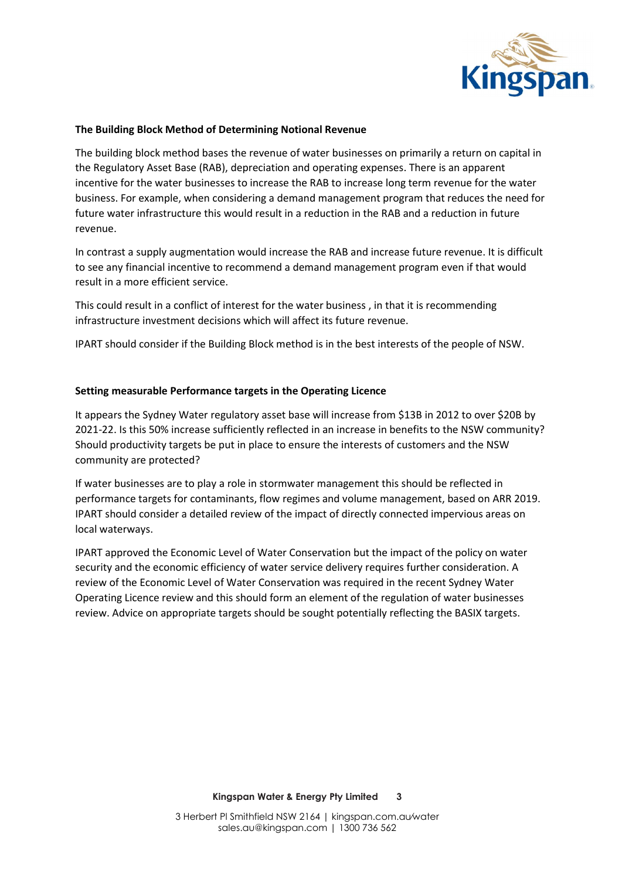**The Building Block Method of Determining Notional Revenue**

The building block method bases the revenue of water businesses on primarily a return on capital in the Regulatory Asset Base (RAB), depreciation and operating expenses. There is an apparent incentive for the water businesses to increase the RAB to increase long term revenue for the water business. For example, when considering a demand management program that reduces the need for future water infrastructure this would result in a reduction in the RAB and a reduction in future revenue.

In contrast a supply augmentation would increase the RAB and increase future revenue. It is difficult to see any financial incentive to recommend a demand management program even if that would result in a more efficient service.

This could result in a conflict of interest for the water business , in that it is recommending infrastructure investment decisions which will affect its future revenue.

IPART should consider if the Building Block method is in the best interests of the people of NSW.

**Setting measurable Performance targets in the Operating Licence**

It appears the Sydney Water regulatory asset base will increase from $13B in 2012 to over $20B by 2021-22. Is this 50% increase sufficiently reflected in an increase in benefits to the NSW community? Should productivity targets be put in place to ensure the interests of customers and the NSW community are protected?

If water businesses are to play a role in stormwater management this should be reflected in performance targets for contaminants, flow regimes and volume management, based on ARR 2019. IPART should consider a detailed review of the impact of directly connected impervious areas on local waterways.

IPART approved the Economic Level of Water Conservation but the impact of the policy on water security and the economic efficiency of water service delivery requires further consideration. A review of the Economic Level of Water Conservation was required in the recent Sydney Water Operating Licence review and this should form an element of the regulation of water businesses review. Advice on appropriate targets should be sought potentially reflecting the BASIX targets.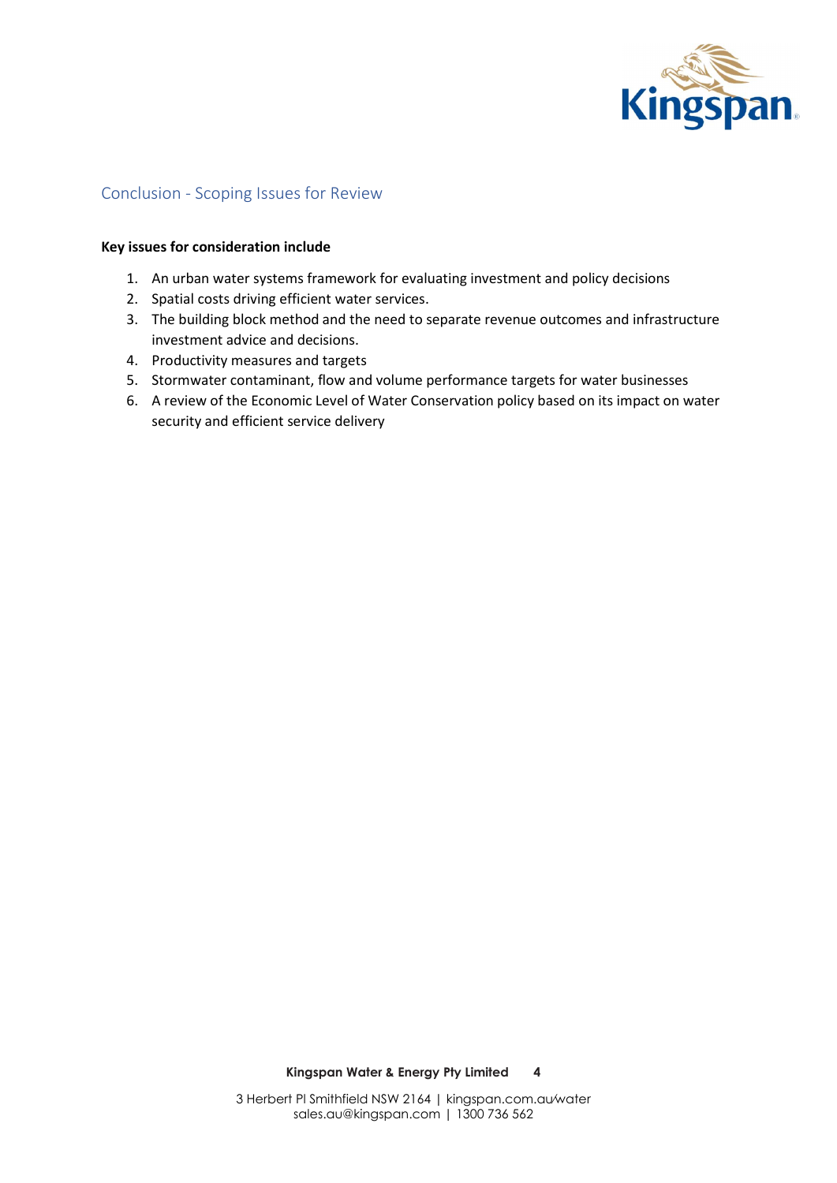## Conclusion - Scoping Issues for Review

**Key issues for consideration include**

1. An urban water systems framework for evaluating investment and policy decisions
2. Spatial costs driving efficient water services.
3. The building block method and the need to separate revenue outcomes and infrastructure investment advice and decisions.
4. Productivity measures and targets
5. Stormwater contaminant, flow and volume performance targets for water businesses
6. A review of the Economic Level of Water Conservation policy based on its impact on water security and efficient service delivery